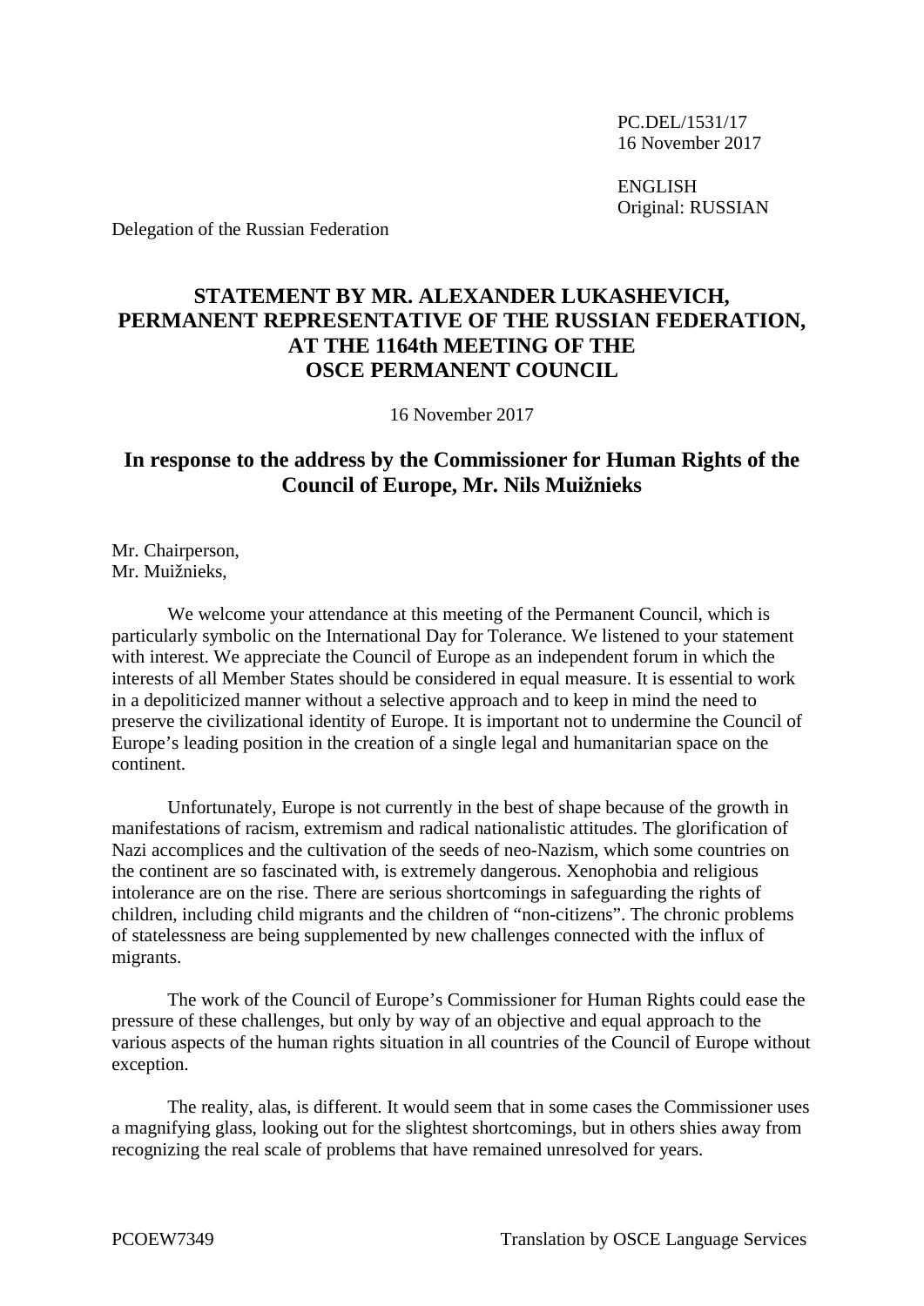PC.DEL/1531/17
16 November 2017

ENGLISH
Original: RUSSIAN

Delegation of the Russian Federation

# STATEMENT BY MR. ALEXANDER LUKASHEVICH, PERMANENT REPRESENTATIVE OF THE RUSSIAN FEDERATION, AT THE 1164th MEETING OF THE OSCE PERMANENT COUNCIL

16 November 2017

## In response to the address by the Commissioner for Human Rights of the Council of Europe, Mr. Nils Muižnieks

Mr. Chairperson,
Mr. Muižnieks,

We welcome your attendance at this meeting of the Permanent Council, which is particularly symbolic on the International Day for Tolerance. We listened to your statement with interest. We appreciate the Council of Europe as an independent forum in which the interests of all Member States should be considered in equal measure. It is essential to work in a depoliticized manner without a selective approach and to keep in mind the need to preserve the civilizational identity of Europe. It is important not to undermine the Council of Europe's leading position in the creation of a single legal and humanitarian space on the continent.

Unfortunately, Europe is not currently in the best of shape because of the growth in manifestations of racism, extremism and radical nationalistic attitudes. The glorification of Nazi accomplices and the cultivation of the seeds of neo-Nazism, which some countries on the continent are so fascinated with, is extremely dangerous. Xenophobia and religious intolerance are on the rise. There are serious shortcomings in safeguarding the rights of children, including child migrants and the children of "non-citizens". The chronic problems of statelessness are being supplemented by new challenges connected with the influx of migrants.

The work of the Council of Europe's Commissioner for Human Rights could ease the pressure of these challenges, but only by way of an objective and equal approach to the various aspects of the human rights situation in all countries of the Council of Europe without exception.

The reality, alas, is different. It would seem that in some cases the Commissioner uses a magnifying glass, looking out for the slightest shortcomings, but in others shies away from recognizing the real scale of problems that have remained unresolved for years.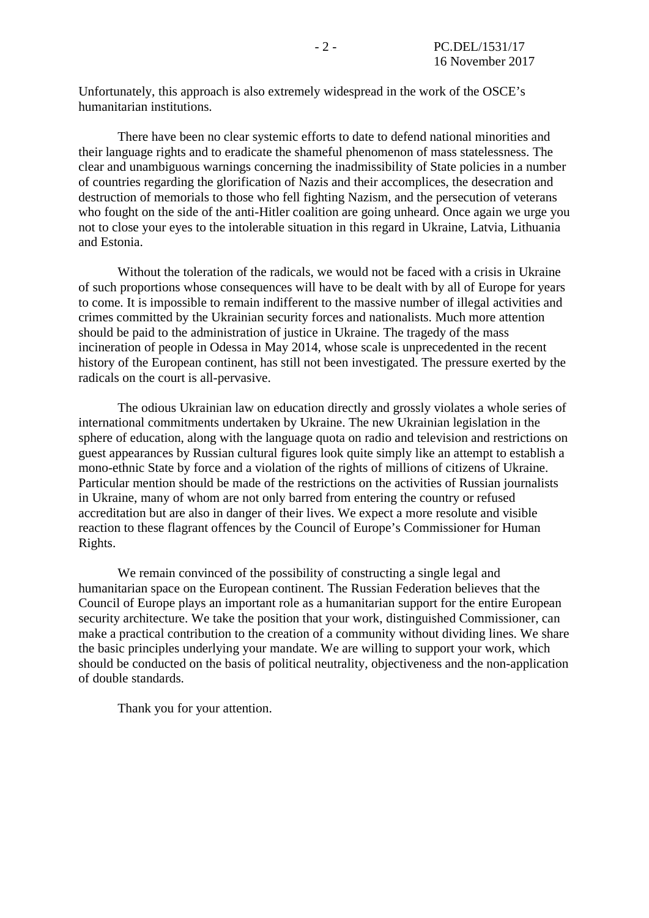Unfortunately, this approach is also extremely widespread in the work of the OSCE's humanitarian institutions.

There have been no clear systemic efforts to date to defend national minorities and their language rights and to eradicate the shameful phenomenon of mass statelessness. The clear and unambiguous warnings concerning the inadmissibility of State policies in a number of countries regarding the glorification of Nazis and their accomplices, the desecration and destruction of memorials to those who fell fighting Nazism, and the persecution of veterans who fought on the side of the anti-Hitler coalition are going unheard. Once again we urge you not to close your eyes to the intolerable situation in this regard in Ukraine, Latvia, Lithuania and Estonia.

Without the toleration of the radicals, we would not be faced with a crisis in Ukraine of such proportions whose consequences will have to be dealt with by all of Europe for years to come. It is impossible to remain indifferent to the massive number of illegal activities and crimes committed by the Ukrainian security forces and nationalists. Much more attention should be paid to the administration of justice in Ukraine. The tragedy of the mass incineration of people in Odessa in May 2014, whose scale is unprecedented in the recent history of the European continent, has still not been investigated. The pressure exerted by the radicals on the court is all-pervasive.

The odious Ukrainian law on education directly and grossly violates a whole series of international commitments undertaken by Ukraine. The new Ukrainian legislation in the sphere of education, along with the language quota on radio and television and restrictions on guest appearances by Russian cultural figures look quite simply like an attempt to establish a mono-ethnic State by force and a violation of the rights of millions of citizens of Ukraine. Particular mention should be made of the restrictions on the activities of Russian journalists in Ukraine, many of whom are not only barred from entering the country or refused accreditation but are also in danger of their lives. We expect a more resolute and visible reaction to these flagrant offences by the Council of Europe's Commissioner for Human Rights.

We remain convinced of the possibility of constructing a single legal and humanitarian space on the European continent. The Russian Federation believes that the Council of Europe plays an important role as a humanitarian support for the entire European security architecture. We take the position that your work, distinguished Commissioner, can make a practical contribution to the creation of a community without dividing lines. We share the basic principles underlying your mandate. We are willing to support your work, which should be conducted on the basis of political neutrality, objectiveness and the non-application of double standards.

Thank you for your attention.